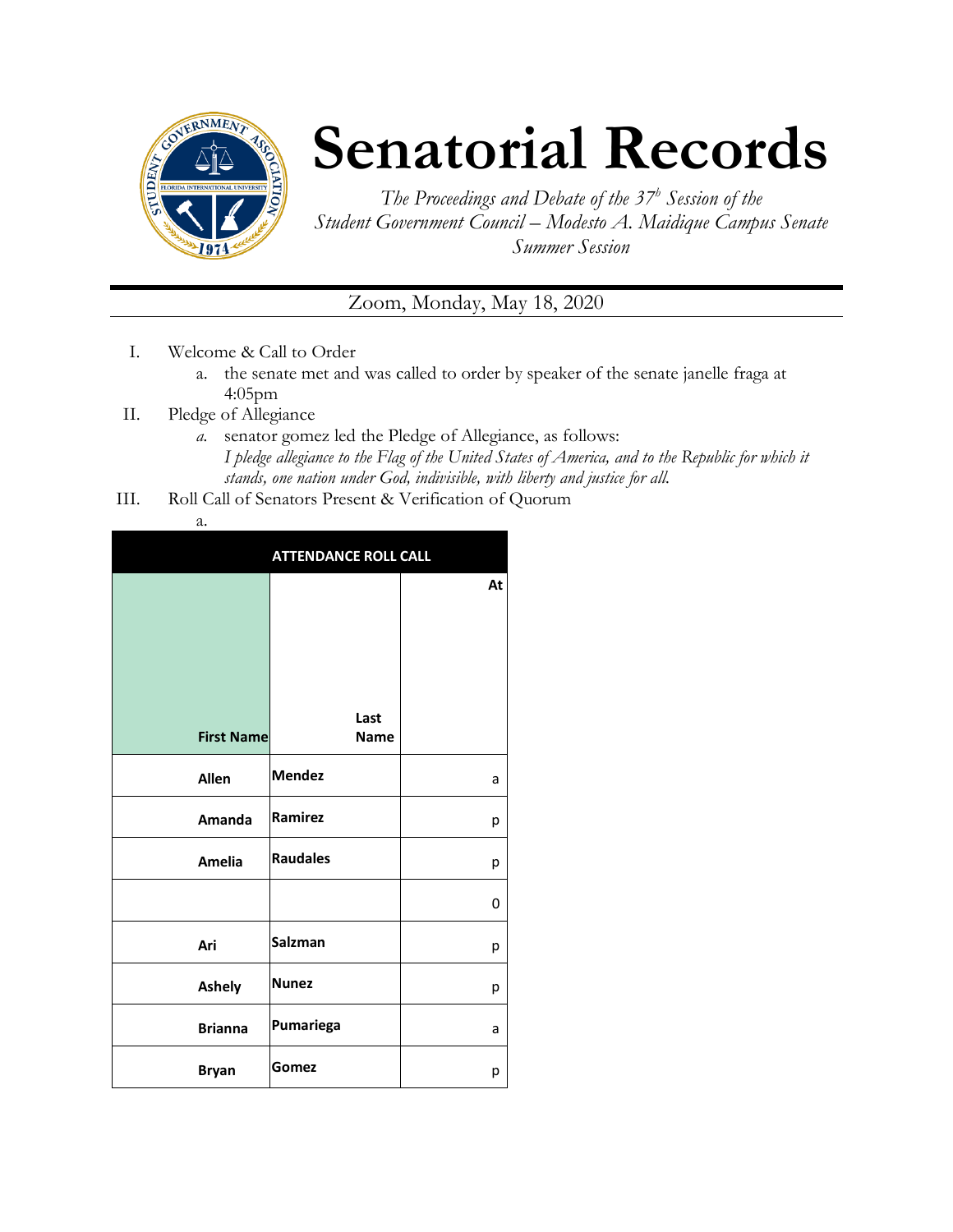# Senatorial Records

*The Proceedings and Debate of the 37[h] Session of the Student Government Council – Modesto A. Maidique Campus Senate Summer Session*

Zoom, Monday, May 18, 2020

I. Welcome & Call to Order
   a. the senate met and was called to order by speaker of the senate janelle fraga at 4:05pm

II. Pledge of Allegiance
   a. senator gomez led the Pledge of Allegiance, as follows:
   *I pledge allegiance to the Flag of the United States of America, and to the Republic for which it stands, one nation under God, indivisible, with liberty and justice for all.*

III. Roll Call of Senators Present & Verification of Quorum
   a.

| ATTENDANCE ROLL CALL | | |
|---|---|---|
| First Name | Last Name | At |
| Allen | Mendez | a |
| Amanda | Ramirez | p |
| Amelia | Raudales | p |
| | | 0 |
| Ari | Salzman | p |
| Ashely | Nunez | p |
| Brianna | Pumariega | a |
| Bryan | Gomez | p |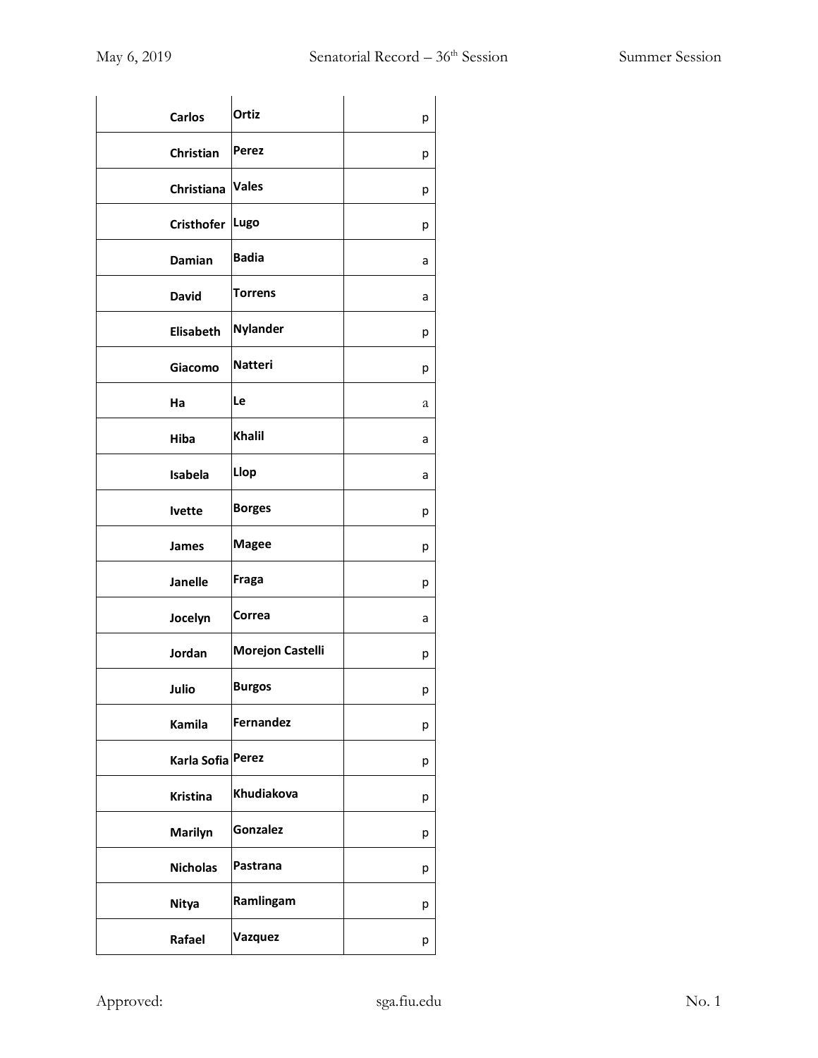| | | |
|---|---|---|
| **Carlos** | **Ortiz** | p |
| **Christian** | **Perez** | p |
| **Christiana** | **Vales** | p |
| **Cristhofer** | **Lugo** | p |
| **Damian** | **Badia** | a |
| **David** | **Torrens** | a |
| **Elisabeth** | **Nylander** | p |
| **Giacomo** | **Natteri** | p |
| **Ha** | **Le** | a |
| **Hiba** | **Khalil** | a |
| **Isabela** | **Llop** | a |
| **Ivette** | **Borges** | p |
| **James** | **Magee** | p |
| **Janelle** | **Fraga** | p |
| **Jocelyn** | **Correa** | a |
| **Jordan** | **Morejon Castelli** | p |
| **Julio** | **Burgos** | p |
| **Kamila** | **Fernandez** | p |
| **Karla Sofia** | **Perez** | p |
| **Kristina** | **Khudiakova** | p |
| **Marilyn** | **Gonzalez** | p |
| **Nicholas** | **Pastrana** | p |
| **Nitya** | **Ramlingam** | p |
| **Rafael** | **Vazquez** | p |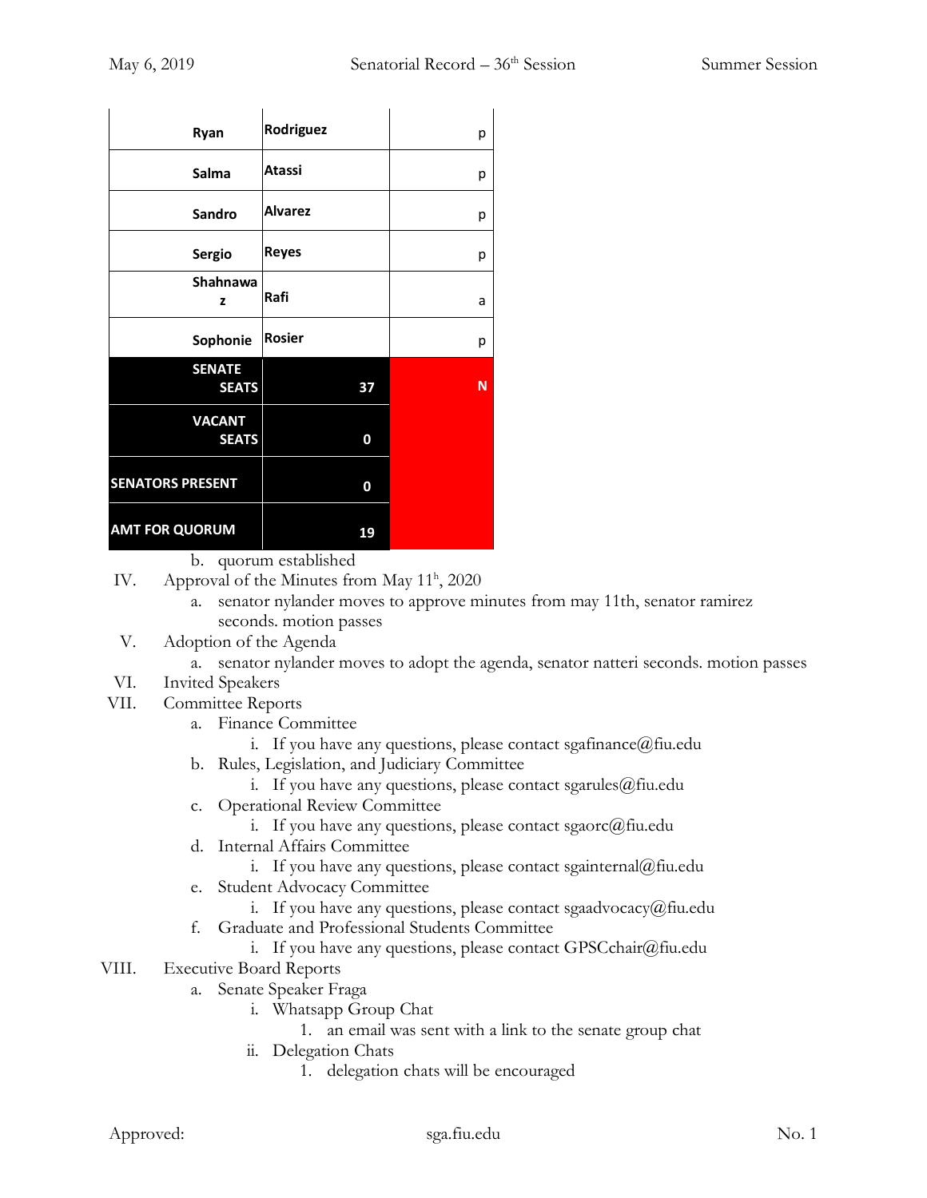| Ryan | Rodriguez | p |
|---|---|---|
| Salma | Atassi | p |
| Sandro | Alvarez | p |
| Sergio | Reyes | p |
| Shahnawaz | Rafi | a |
| Sophonie | Rosier | p |
| SENATE SEATS | 37 | N |
| VACANT SEATS | 0 | |
| SENATORS PRESENT | 0 | |
| AMT FOR QUORUM | 19 | |

b. quorum established

IV. Approval of the Minutes from May 11h, 2020
   a. senator nylander moves to approve minutes from may 11th, senator ramirez seconds. motion passes

V. Adoption of the Agenda
   a. senator nylander moves to adopt the agenda, senator natteri seconds. motion passes

VI. Invited Speakers

VII. Committee Reports
   a. Finance Committee
      i. If you have any questions, please contact sgafinance@fiu.edu
   b. Rules, Legislation, and Judiciary Committee
      i. If you have any questions, please contact sgarules@fiu.edu
   c. Operational Review Committee
      i. If you have any questions, please contact sgaorc@fiu.edu
   d. Internal Affairs Committee
      i. If you have any questions, please contact sgainternal@fiu.edu
   e. Student Advocacy Committee
      i. If you have any questions, please contact sgaadvocacy@fiu.edu
   f. Graduate and Professional Students Committee
      i. If you have any questions, please contact GPSCchair@fiu.edu

VIII. Executive Board Reports
   a. Senate Speaker Fraga
      i. Whatsapp Group Chat
         1. an email was sent with a link to the senate group chat
      ii. Delegation Chats
         1. delegation chats will be encouraged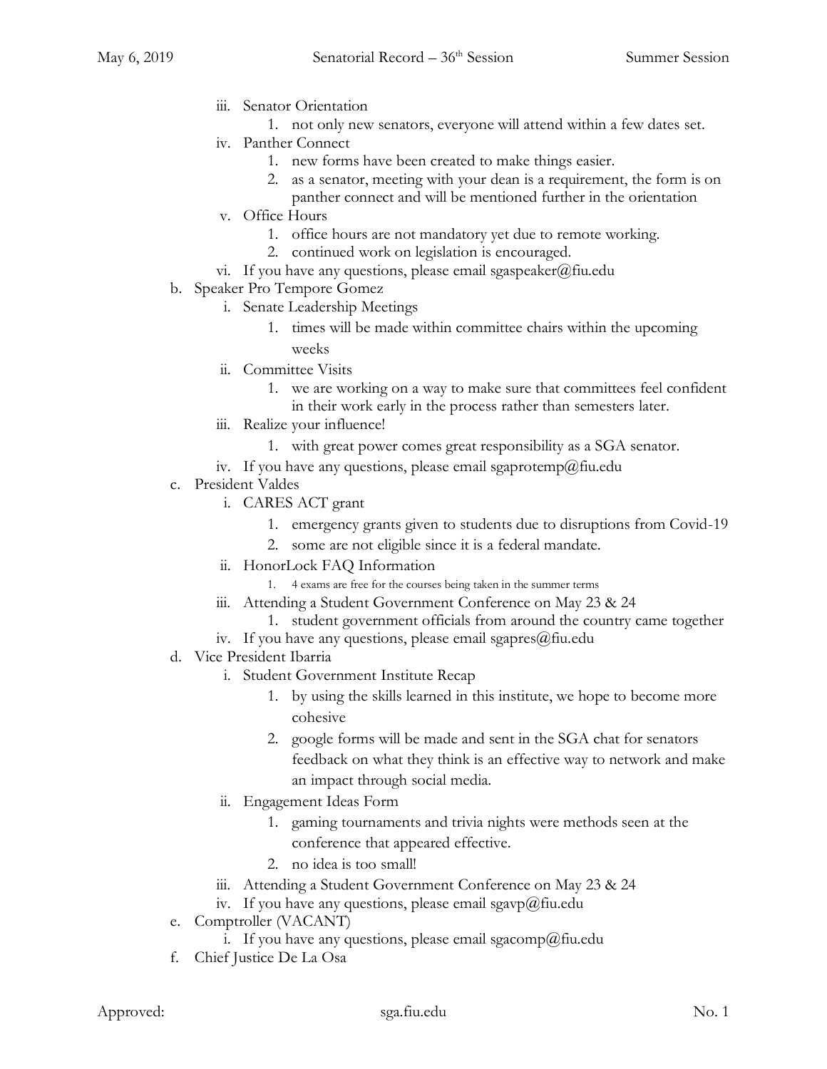iii. Senator Orientation
      1. not only new senators, everyone will attend within a few dates set.
   iv. Panther Connect
      1. new forms have been created to make things easier.
      2. as a senator, meeting with your dean is a requirement, the form is on panther connect and will be mentioned further in the orientation
   v. Office Hours
      1. office hours are not mandatory yet due to remote working.
      2. continued work on legislation is encouraged.
   vi. If you have any questions, please email sgaspeaker@fiu.edu

b. Speaker Pro Tempore Gomez
   i. Senate Leadership Meetings
      1. times will be made within committee chairs within the upcoming weeks
   ii. Committee Visits
      1. we are working on a way to make sure that committees feel confident in their work early in the process rather than semesters later.
   iii. Realize your influence!
      1. with great power comes great responsibility as a SGA senator.
   iv. If you have any questions, please email sgaprotemp@fiu.edu

c. President Valdes
   i. CARES ACT grant
      1. emergency grants given to students due to disruptions from Covid-19
      2. some are not eligible since it is a federal mandate.
   ii. HonorLock FAQ Information
      1. 4 exams are free for the courses being taken in the summer terms
   iii. Attending a Student Government Conference on May 23 & 24
      1. student government officials from around the country came together
   iv. If you have any questions, please email sgapres@fiu.edu

d. Vice President Ibarria
   i. Student Government Institute Recap
      1. by using the skills learned in this institute, we hope to become more cohesive
      2. google forms will be made and sent in the SGA chat for senators feedback on what they think is an effective way to network and make an impact through social media.
   ii. Engagement Ideas Form
      1. gaming tournaments and trivia nights were methods seen at the conference that appeared effective.
      2. no idea is too small!
   iii. Attending a Student Government Conference on May 23 & 24
   iv. If you have any questions, please email sgavp@fiu.edu

e. Comptroller (VACANT)
   i. If you have any questions, please email sgacomp@fiu.edu

f. Chief Justice De La Osa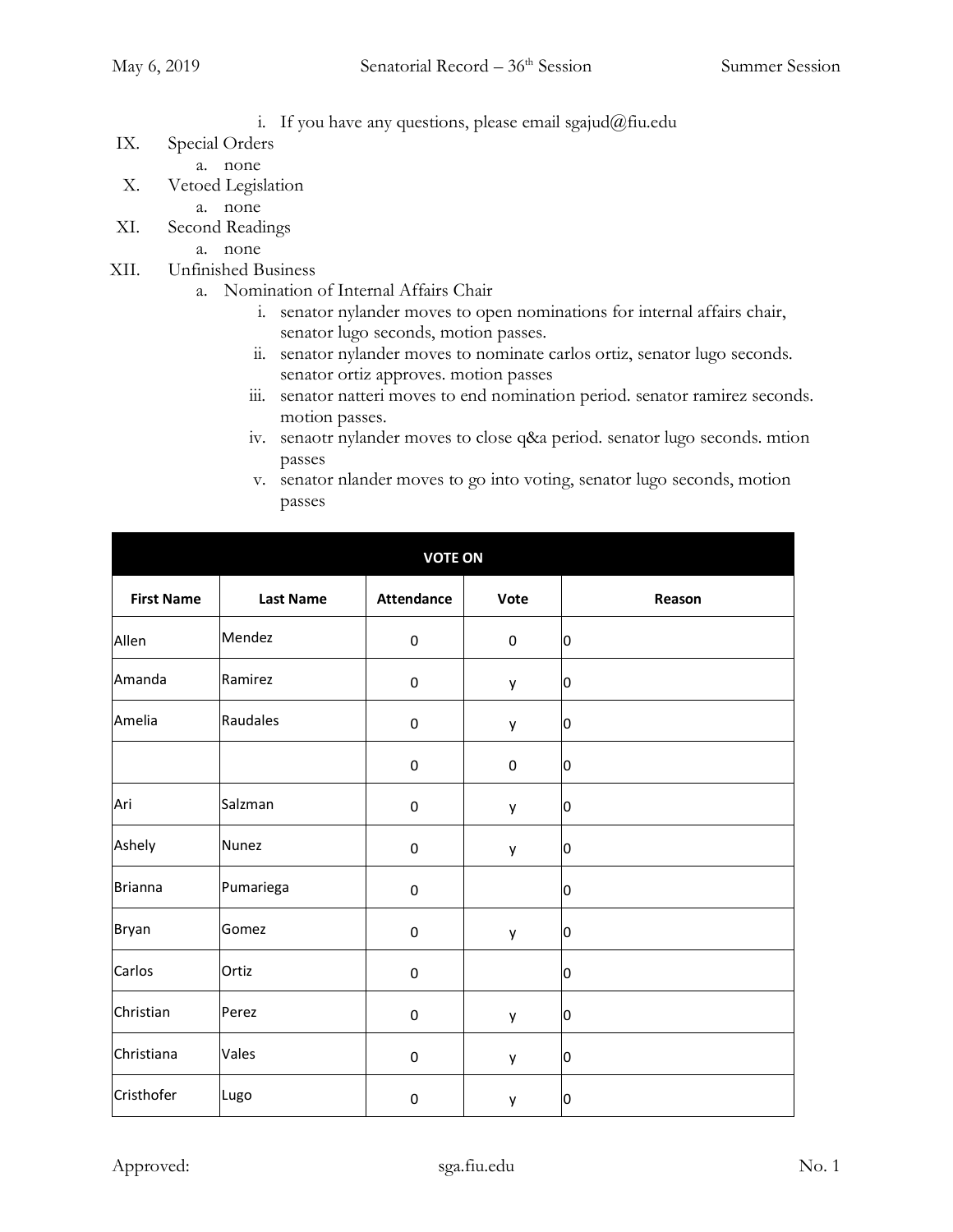i. If you have any questions, please email sgajud@fiu.edu

IX. Special Orders
   a. none

X. Vetoed Legislation
   a. none

XI. Second Readings
   a. none

XII. Unfinished Business
   a. Nomination of Internal Affairs Chair
      i. senator nylander moves to open nominations for internal affairs chair, senator lugo seconds, motion passes.
      ii. senator nylander moves to nominate carlos ortiz, senator lugo seconds. senator ortiz approves. motion passes
      iii. senator natteri moves to end nomination period. senator ramirez seconds. motion passes.
      iv. senaotr nylander moves to close q&a period. senator lugo seconds. mtion passes
      v. senator nlander moves to go into voting, senator lugo seconds, motion passes

| VOTE ON | | | | |
|---|---|---|---|---|
| **First Name** | **Last Name** | **Attendance** | **Vote** | **Reason** |
| Allen | Mendez | 0 | 0 | 0 |
| Amanda | Ramirez | 0 | y | 0 |
| Amelia | Raudales | 0 | y | 0 |
| | | 0 | 0 | 0 |
| Ari | Salzman | 0 | y | 0 |
| Ashely | Nunez | 0 | y | 0 |
| Brianna | Pumariega | 0 | | 0 |
| Bryan | Gomez | 0 | y | 0 |
| Carlos | Ortiz | 0 | | 0 |
| Christian | Perez | 0 | y | 0 |
| Christiana | Vales | 0 | y | 0 |
| Cristhofer | Lugo | 0 | y | 0 |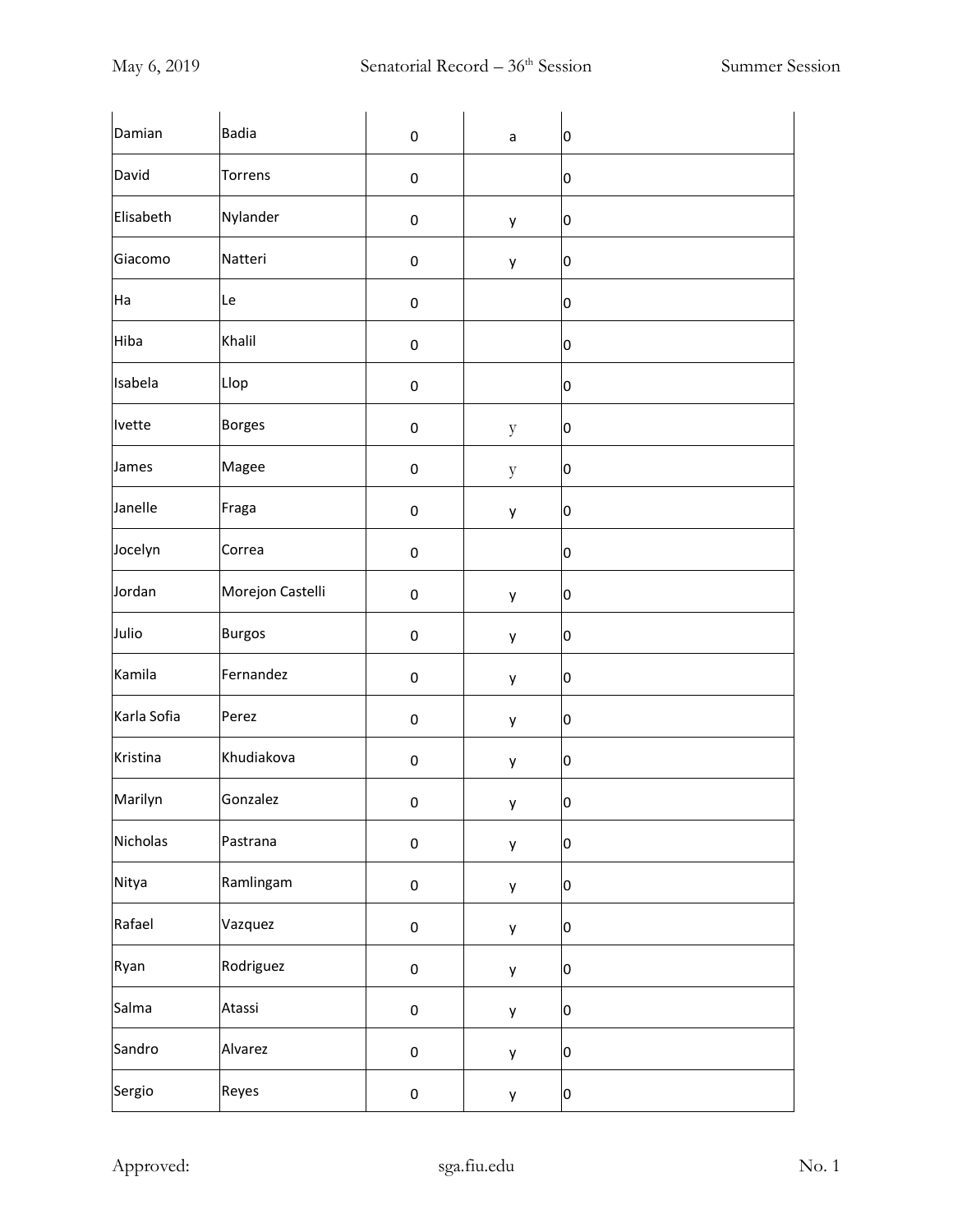| Damian | Badia | 0 | a | 0 |
|---|---|---|---|---|
| David | Torrens | 0 | | 0 |
| Elisabeth | Nylander | 0 | y | 0 |
| Giacomo | Natteri | 0 | y | 0 |
| Ha | Le | 0 | | 0 |
| Hiba | Khalil | 0 | | 0 |
| Isabela | Llop | 0 | | 0 |
| Ivette | Borges | 0 | y | 0 |
| James | Magee | 0 | y | 0 |
| Janelle | Fraga | 0 | y | 0 |
| Jocelyn | Correa | 0 | | 0 |
| Jordan | Morejon Castelli | 0 | y | 0 |
| Julio | Burgos | 0 | y | 0 |
| Kamila | Fernandez | 0 | y | 0 |
| Karla Sofia | Perez | 0 | y | 0 |
| Kristina | Khudiakova | 0 | y | 0 |
| Marilyn | Gonzalez | 0 | y | 0 |
| Nicholas | Pastrana | 0 | y | 0 |
| Nitya | Ramlingam | 0 | y | 0 |
| Rafael | Vazquez | 0 | y | 0 |
| Ryan | Rodriguez | 0 | y | 0 |
| Salma | Atassi | 0 | y | 0 |
| Sandro | Alvarez | 0 | y | 0 |
| Sergio | Reyes | 0 | y | 0 |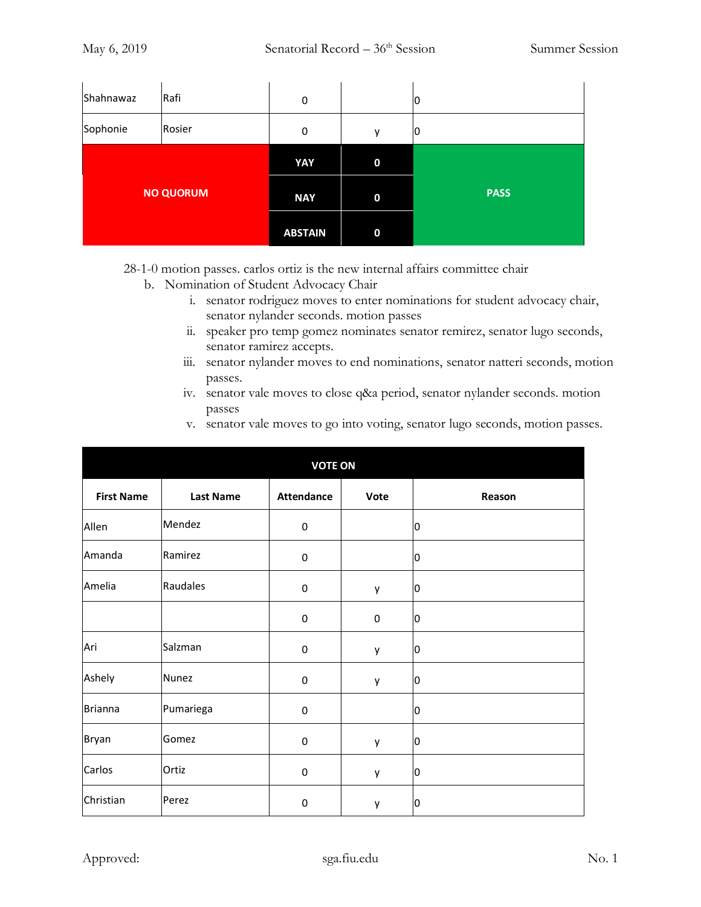| | | | | |
|---|---|---|---|---|
| Shahnawaz | Rafi | 0 | | 0 |
| Sophonie | Rosier | 0 | y | 0 |
| NO QUORUM | | YAY | 0 | PASS |
| | | NAY | 0 | |
| | | ABSTAIN | 0 | |

28-1-0 motion passes. carlos ortiz is the new internal affairs committee chair

b. Nomination of Student Advocacy Chair

i. senator rodriguez moves to enter nominations for student advocacy chair, senator nylander seconds. motion passes

ii. speaker pro temp gomez nominates senator remirez, senator lugo seconds, senator ramirez accepts.

iii. senator nylander moves to end nominations, senator natteri seconds, motion passes.

iv. senator vale moves to close q&a period, senator nylander seconds. motion passes

v. senator vale moves to go into voting, senator lugo seconds, motion passes.

| VOTE ON | | | | |
|---|---|---|---|---|
| **First Name** | **Last Name** | **Attendance** | **Vote** | **Reason** |
| Allen | Mendez | 0 | | 0 |
| Amanda | Ramirez | 0 | | 0 |
| Amelia | Raudales | 0 | y | 0 |
| | | 0 | 0 | 0 |
| Ari | Salzman | 0 | y | 0 |
| Ashely | Nunez | 0 | y | 0 |
| Brianna | Pumariega | 0 | | 0 |
| Bryan | Gomez | 0 | y | 0 |
| Carlos | Ortiz | 0 | y | 0 |
| Christian | Perez | 0 | y | 0 |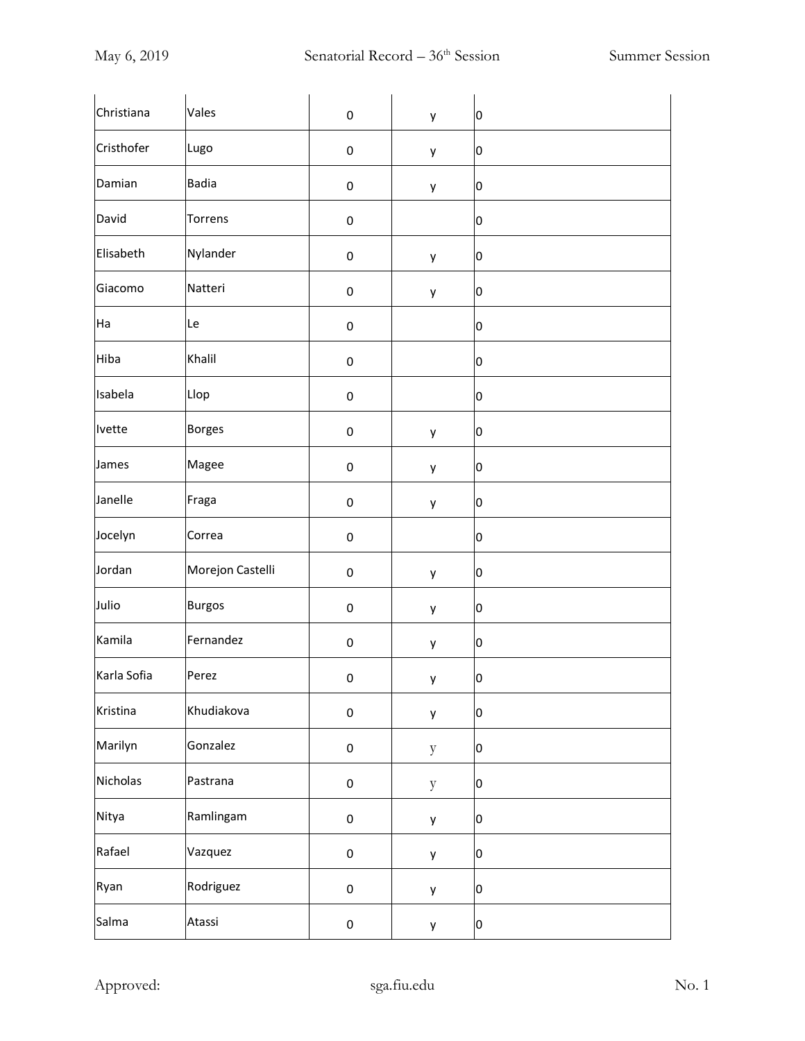| | | | | |
|---|---|---|---|---|
| Christiana | Vales | 0 | y | 0 |
| Cristhofer | Lugo | 0 | y | 0 |
| Damian | Badia | 0 | y | 0 |
| David | Torrens | 0 | | 0 |
| Elisabeth | Nylander | 0 | y | 0 |
| Giacomo | Natteri | 0 | y | 0 |
| Ha | Le | 0 | | 0 |
| Hiba | Khalil | 0 | | 0 |
| Isabela | Llop | 0 | | 0 |
| Ivette | Borges | 0 | y | 0 |
| James | Magee | 0 | y | 0 |
| Janelle | Fraga | 0 | y | 0 |
| Jocelyn | Correa | 0 | | 0 |
| Jordan | Morejon Castelli | 0 | y | 0 |
| Julio | Burgos | 0 | y | 0 |
| Kamila | Fernandez | 0 | y | 0 |
| Karla Sofia | Perez | 0 | y | 0 |
| Kristina | Khudiakova | 0 | y | 0 |
| Marilyn | Gonzalez | 0 | y | 0 |
| Nicholas | Pastrana | 0 | y | 0 |
| Nitya | Ramlingam | 0 | y | 0 |
| Rafael | Vazquez | 0 | y | 0 |
| Ryan | Rodriguez | 0 | y | 0 |
| Salma | Atassi | 0 | y | 0 |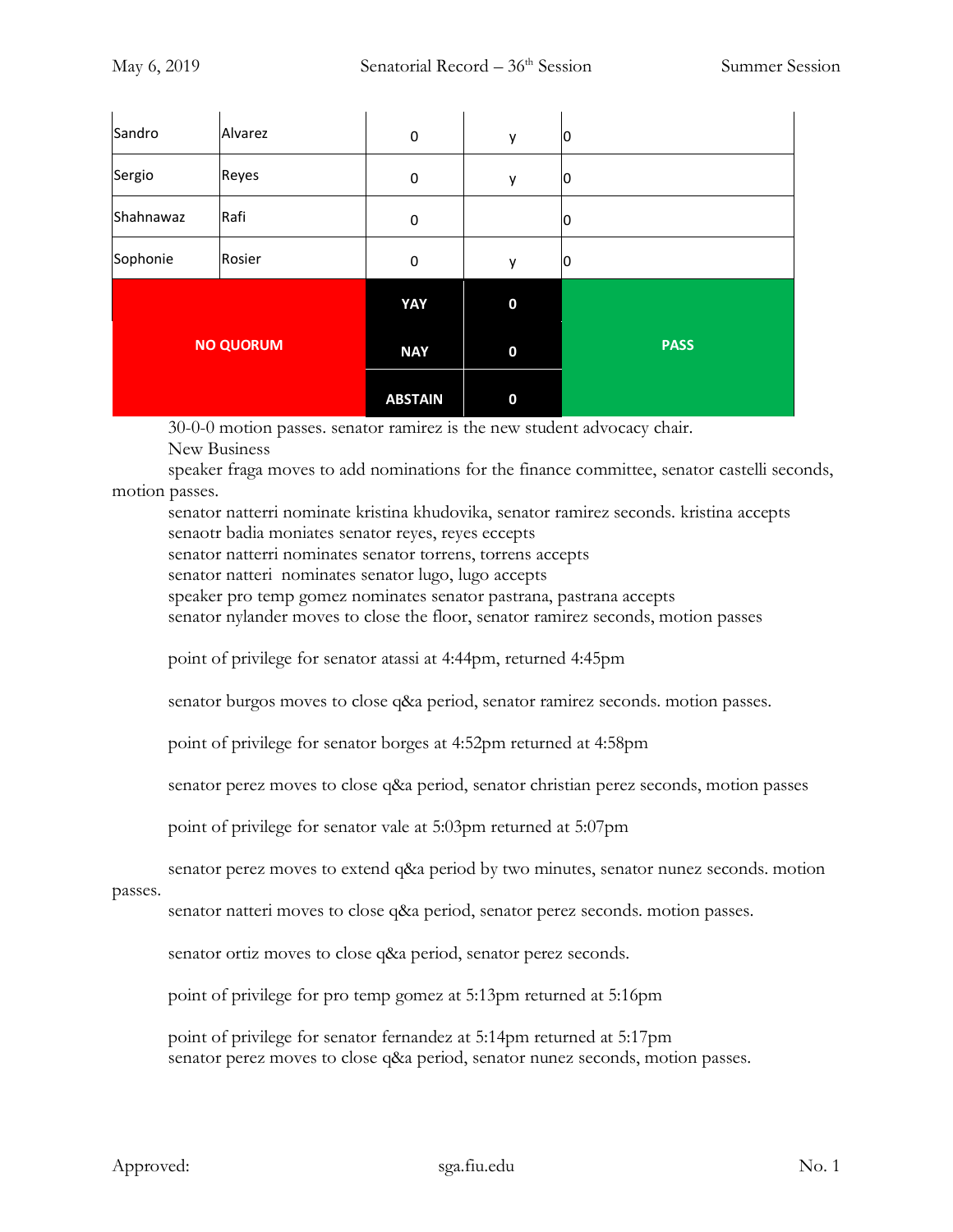| Sandro | Alvarez | 0 | y | 0 |
|---|---|---|---|---|
| Sergio | Reyes | 0 | y | 0 |
| Shahnawaz | Rafi | 0 | | 0 |
| Sophonie | Rosier | 0 | y | 0 |
| NO QUORUM | | YAY | 0 | PASS |
| | | NAY | 0 | |
| | | ABSTAIN | 0 | |

30-0-0 motion passes. senator ramirez is the new student advocacy chair.

New Business

speaker fraga moves to add nominations for the finance committee, senator castelli seconds, motion passes.

senator natterri nominate kristina khudovika, senator ramirez seconds. kristina accepts

senaotr badia moniates senator reyes, reyes eccepts

senator natterri nominates senator torrens, torrens accepts

senator natteri nominates senator lugo, lugo accepts

speaker pro temp gomez nominates senator pastrana, pastrana accepts

senator nylander moves to close the floor, senator ramirez seconds, motion passes

point of privilege for senator atassi at 4:44pm, returned 4:45pm

senator burgos moves to close q&a period, senator ramirez seconds. motion passes.

point of privilege for senator borges at 4:52pm returned at 4:58pm

senator perez moves to close q&a period, senator christian perez seconds, motion passes

point of privilege for senator vale at 5:03pm returned at 5:07pm

senator perez moves to extend q&a period by two minutes, senator nunez seconds. motion passes.

senator natteri moves to close q&a period, senator perez seconds. motion passes.

senator ortiz moves to close q&a period, senator perez seconds.

point of privilege for pro temp gomez at 5:13pm returned at 5:16pm

point of privilege for senator fernandez at 5:14pm returned at 5:17pm

senator perez moves to close q&a period, senator nunez seconds, motion passes.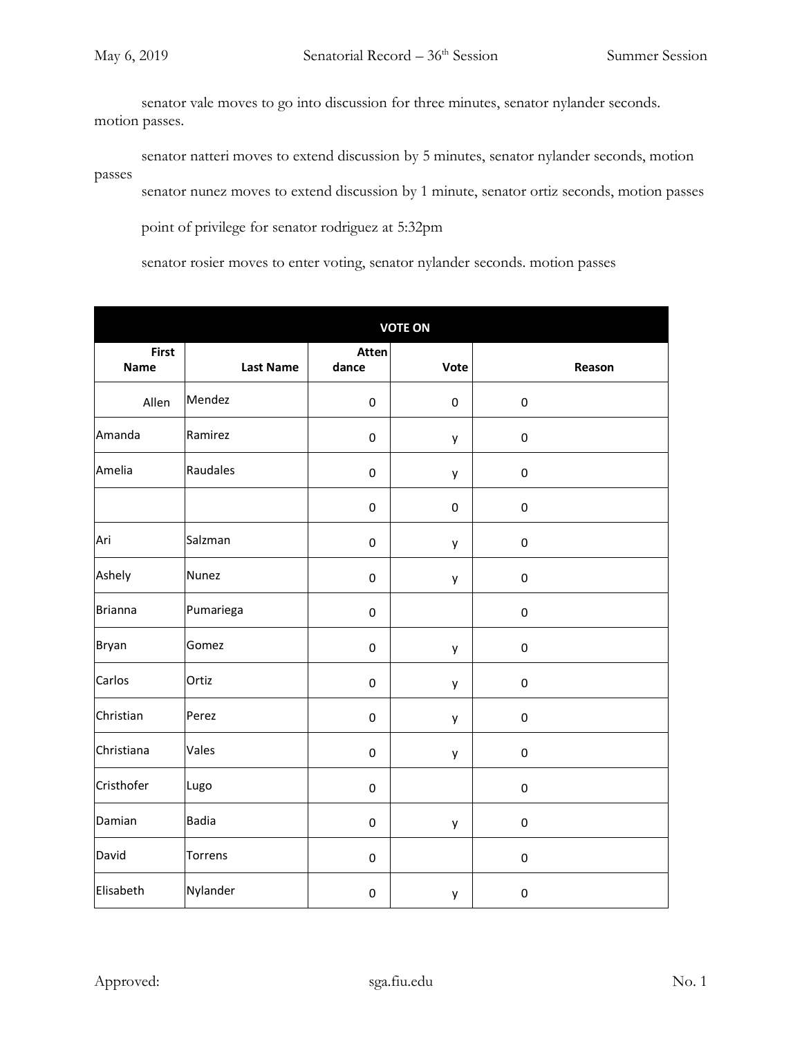senator vale moves to go into discussion for three minutes, senator nylander seconds. motion passes.

senator natteri moves to extend discussion by 5 minutes, senator nylander seconds, motion passes

senator nunez moves to extend discussion by 1 minute, senator ortiz seconds, motion passes

point of privilege for senator rodriguez at 5:32pm

senator rosier moves to enter voting, senator nylander seconds. motion passes

| VOTE ON | | | | |
|---|---|---|---|---|
| First Name | Last Name | Attendance | Vote | Reason |
| Allen | Mendez | 0 | 0 | 0 |
| Amanda | Ramirez | 0 | y | 0 |
| Amelia | Raudales | 0 | y | 0 |
| | | 0 | 0 | 0 |
| Ari | Salzman | 0 | y | 0 |
| Ashely | Nunez | 0 | y | 0 |
| Brianna | Pumariega | 0 | | 0 |
| Bryan | Gomez | 0 | y | 0 |
| Carlos | Ortiz | 0 | y | 0 |
| Christian | Perez | 0 | y | 0 |
| Christiana | Vales | 0 | y | 0 |
| Cristhofer | Lugo | 0 | | 0 |
| Damian | Badia | 0 | y | 0 |
| David | Torrens | 0 | | 0 |
| Elisabeth | Nylander | 0 | y | 0 |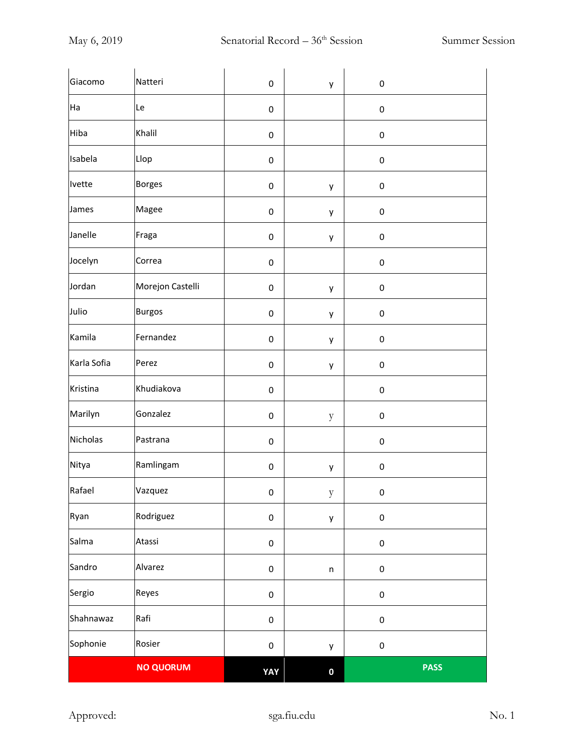| | | | | |
|---|---|---|---|---|
| Giacomo | Natteri | 0 | y | 0 |
| Ha | Le | 0 | | 0 |
| Hiba | Khalil | 0 | | 0 |
| Isabela | Llop | 0 | | 0 |
| Ivette | Borges | 0 | y | 0 |
| James | Magee | 0 | y | 0 |
| Janelle | Fraga | 0 | y | 0 |
| Jocelyn | Correa | 0 | | 0 |
| Jordan | Morejon Castelli | 0 | y | 0 |
| Julio | Burgos | 0 | y | 0 |
| Kamila | Fernandez | 0 | y | 0 |
| Karla Sofia | Perez | 0 | y | 0 |
| Kristina | Khudiakova | 0 | | 0 |
| Marilyn | Gonzalez | 0 | y | 0 |
| Nicholas | Pastrana | 0 | | 0 |
| Nitya | Ramlingam | 0 | y | 0 |
| Rafael | Vazquez | 0 | y | 0 |
| Ryan | Rodriguez | 0 | y | 0 |
| Salma | Atassi | 0 | | 0 |
| Sandro | Alvarez | 0 | n | 0 |
| Sergio | Reyes | 0 | | 0 |
| Shahnawaz | Rafi | 0 | | 0 |
| Sophonie | Rosier | 0 | y | 0 |
| **NO QUORUM** | | **YAY** | **0** | **PASS** |

Approved: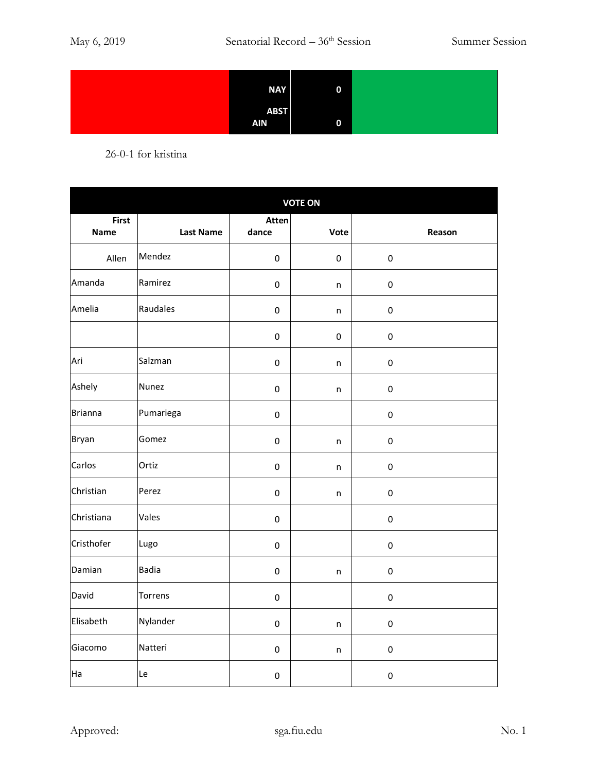| | NAY | 0 | |
|---|---|---|---|
| | ABST AIN | 0 | |

26-0-1 for kristina

| VOTE ON | | | | |
|---|---|---|---|---|
| First Name | Last Name | Attendance | Vote | Reason |
| Allen | Mendez | 0 | 0 | 0 |
| Amanda | Ramirez | 0 | n | 0 |
| Amelia | Raudales | 0 | n | 0 |
| | | 0 | 0 | 0 |
| Ari | Salzman | 0 | n | 0 |
| Ashely | Nunez | 0 | n | 0 |
| Brianna | Pumariega | 0 | | 0 |
| Bryan | Gomez | 0 | n | 0 |
| Carlos | Ortiz | 0 | n | 0 |
| Christian | Perez | 0 | n | 0 |
| Christiana | Vales | 0 | | 0 |
| Cristhofer | Lugo | 0 | | 0 |
| Damian | Badia | 0 | n | 0 |
| David | Torrens | 0 | | 0 |
| Elisabeth | Nylander | 0 | n | 0 |
| Giacomo | Natteri | 0 | n | 0 |
| Ha | Le | 0 | | 0 |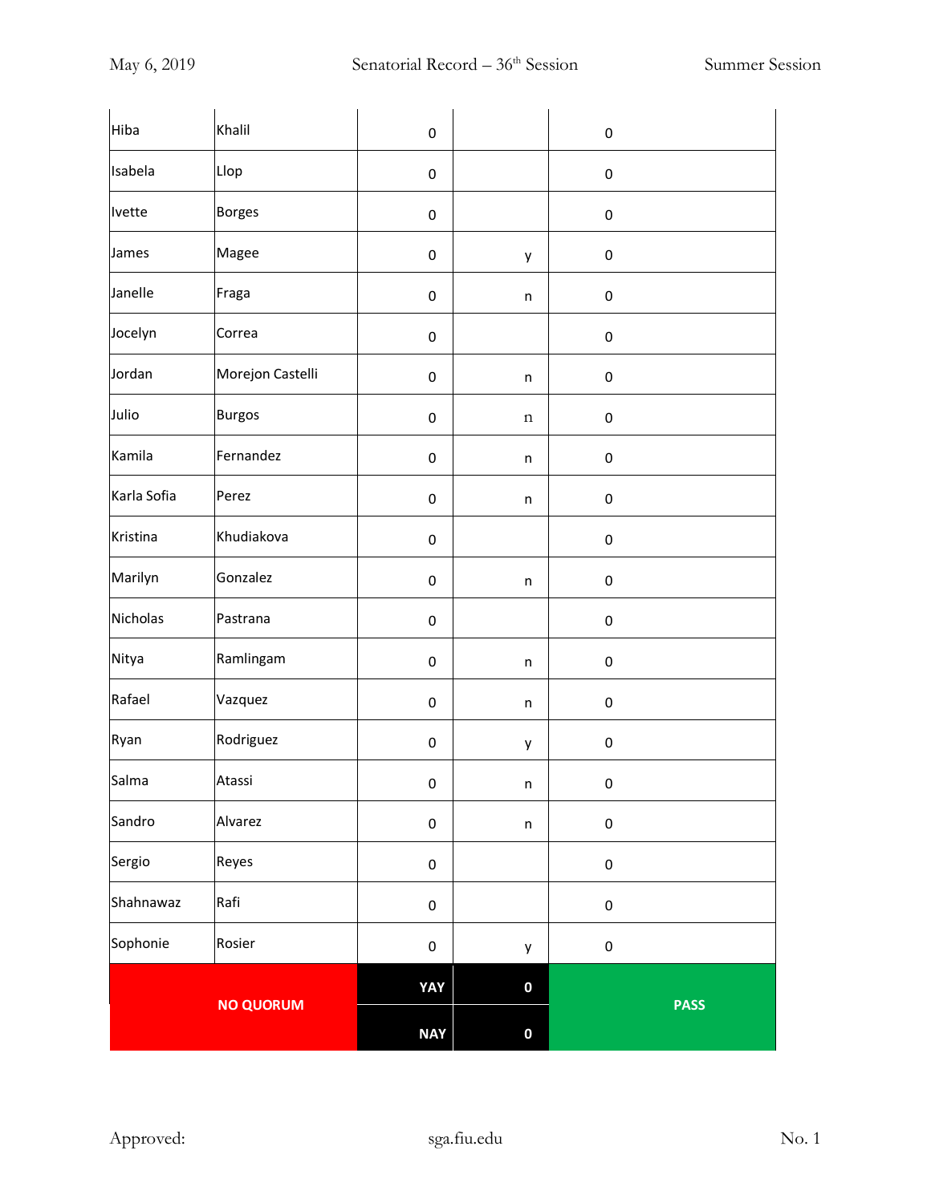| | | | | |
|---|---|---|---|---|
| Hiba | Khalil | 0 | | 0 |
| Isabela | Llop | 0 | | 0 |
| Ivette | Borges | 0 | | 0 |
| James | Magee | 0 | y | 0 |
| Janelle | Fraga | 0 | n | 0 |
| Jocelyn | Correa | 0 | | 0 |
| Jordan | Morejon Castelli | 0 | n | 0 |
| Julio | Burgos | 0 | n | 0 |
| Kamila | Fernandez | 0 | n | 0 |
| Karla Sofia | Perez | 0 | n | 0 |
| Kristina | Khudiakova | 0 | | 0 |
| Marilyn | Gonzalez | 0 | n | 0 |
| Nicholas | Pastrana | 0 | | 0 |
| Nitya | Ramlingam | 0 | n | 0 |
| Rafael | Vazquez | 0 | n | 0 |
| Ryan | Rodriguez | 0 | y | 0 |
| Salma | Atassi | 0 | n | 0 |
| Sandro | Alvarez | 0 | n | 0 |
| Sergio | Reyes | 0 | | 0 |
| Shahnawaz | Rafi | 0 | | 0 |
| Sophonie | Rosier | 0 | y | 0 |
| **NO QUORUM** | | **YAY** | **0** | **PASS** |
| | | **NAY** | **0** | |

Approved: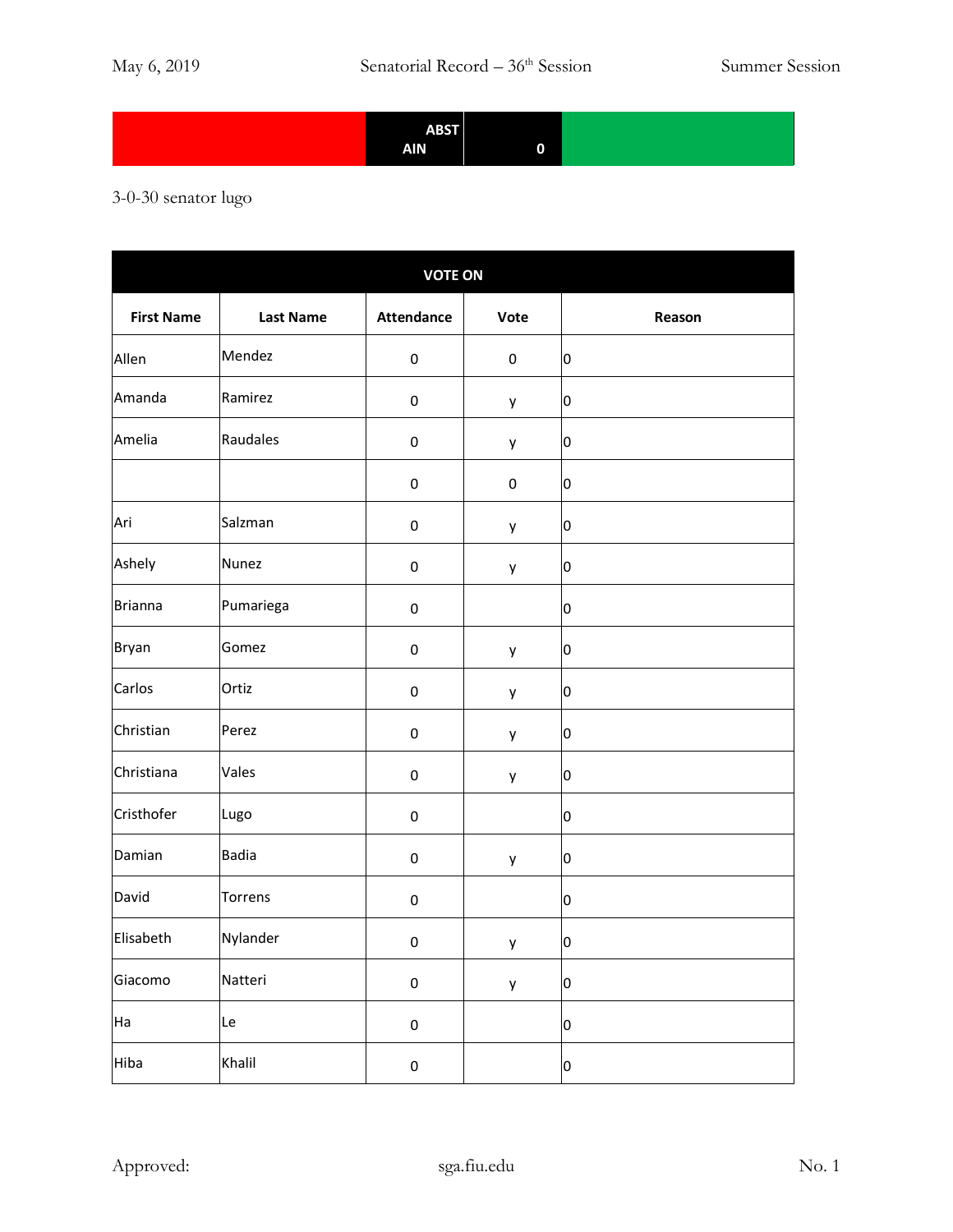| | ABST AIN | 0 | |
|---|---|---|---|

3-0-30 senator lugo

| VOTE ON | | | | |
|---|---|---|---|---|
| **First Name** | **Last Name** | **Attendance** | **Vote** | **Reason** |
| Allen | Mendez | 0 | 0 | 0 |
| Amanda | Ramirez | 0 | y | 0 |
| Amelia | Raudales | 0 | y | 0 |
| | | 0 | 0 | 0 |
| Ari | Salzman | 0 | y | 0 |
| Ashely | Nunez | 0 | y | 0 |
| Brianna | Pumariega | 0 | | 0 |
| Bryan | Gomez | 0 | y | 0 |
| Carlos | Ortiz | 0 | y | 0 |
| Christian | Perez | 0 | y | 0 |
| Christiana | Vales | 0 | y | 0 |
| Cristhofer | Lugo | 0 | | 0 |
| Damian | Badia | 0 | y | 0 |
| David | Torrens | 0 | | 0 |
| Elisabeth | Nylander | 0 | y | 0 |
| Giacomo | Natteri | 0 | y | 0 |
| Ha | Le | 0 | | 0 |
| Hiba | Khalil | 0 | | 0 |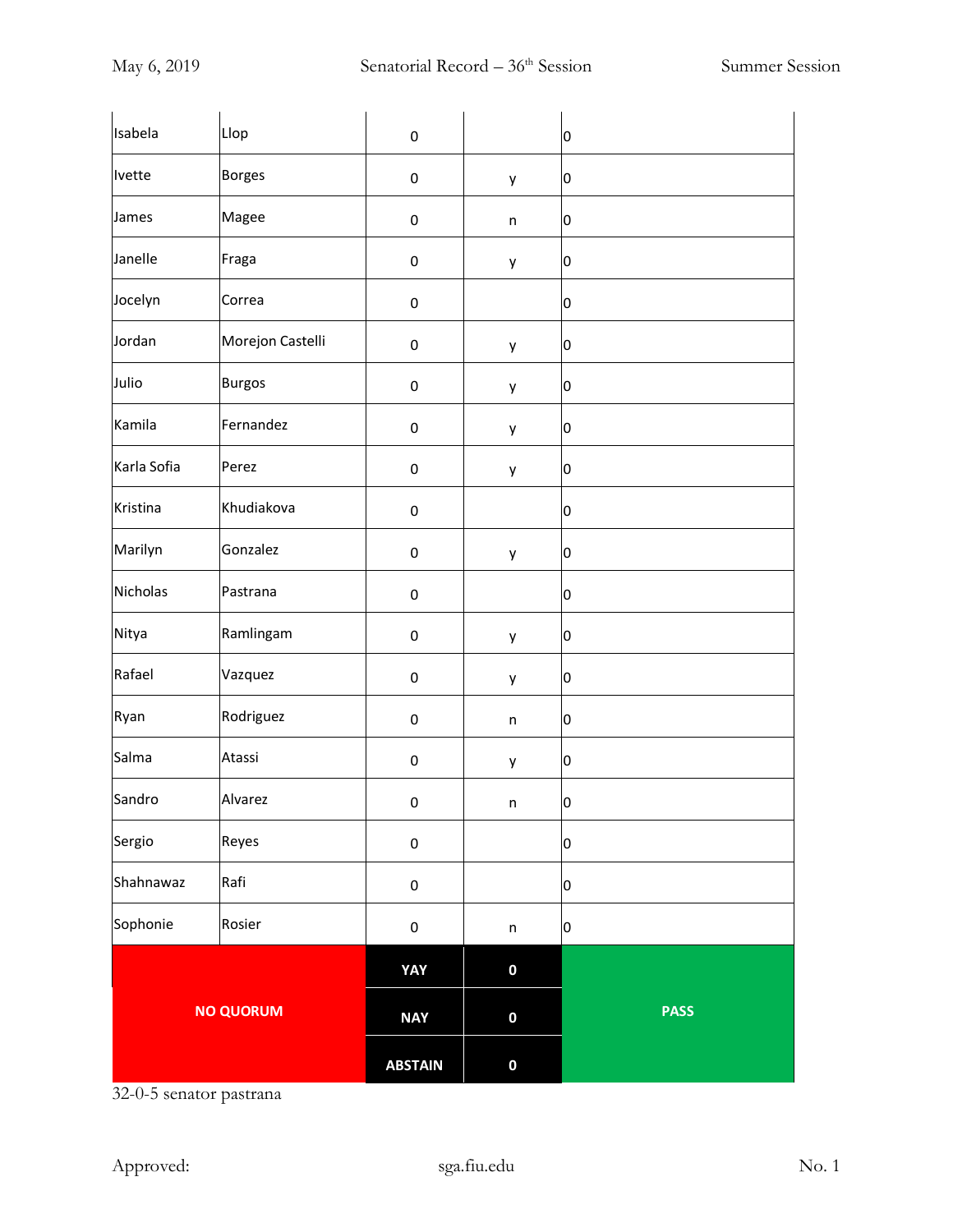| | | | | |
|---|---|---|---|---|
| Isabela | Llop | 0 | | 0 |
| Ivette | Borges | 0 | y | 0 |
| James | Magee | 0 | n | 0 |
| Janelle | Fraga | 0 | y | 0 |
| Jocelyn | Correa | 0 | | 0 |
| Jordan | Morejon Castelli | 0 | y | 0 |
| Julio | Burgos | 0 | y | 0 |
| Kamila | Fernandez | 0 | y | 0 |
| Karla Sofia | Perez | 0 | y | 0 |
| Kristina | Khudiakova | 0 | | 0 |
| Marilyn | Gonzalez | 0 | y | 0 |
| Nicholas | Pastrana | 0 | | 0 |
| Nitya | Ramlingam | 0 | y | 0 |
| Rafael | Vazquez | 0 | y | 0 |
| Ryan | Rodriguez | 0 | n | 0 |
| Salma | Atassi | 0 | y | 0 |
| Sandro | Alvarez | 0 | n | 0 |
| Sergio | Reyes | 0 | | 0 |
| Shahnawaz | Rafi | 0 | | 0 |
| Sophonie | Rosier | 0 | n | 0 |
| **NO QUORUM** | | **YAY** | **0** | **PASS** |
| | | **NAY** | **0** | |
| | | **ABSTAIN** | **0** | |

32-0-5 senator pastrana

Approved: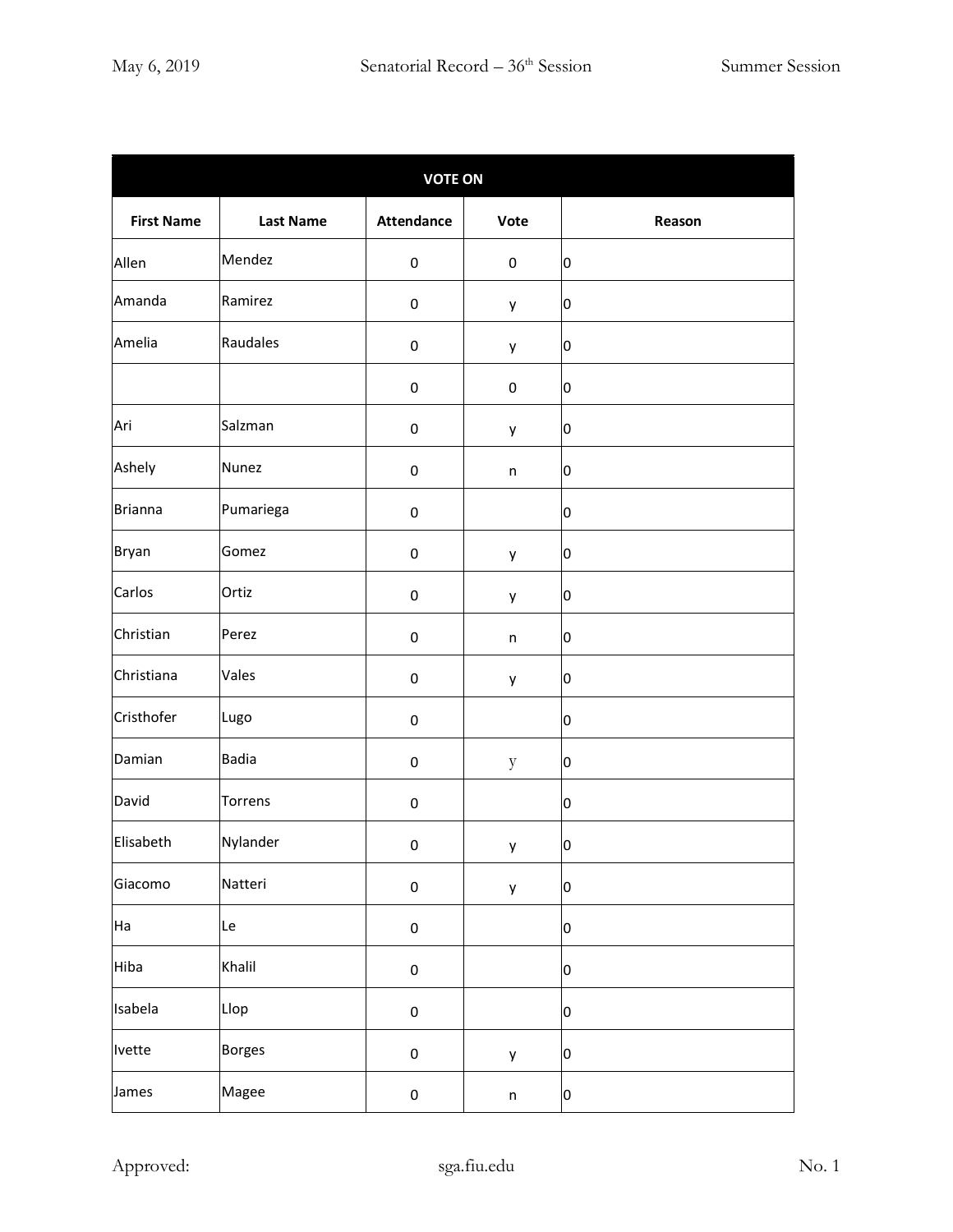| VOTE ON | | | | |
|---|---|---|---|---|
| **First Name** | **Last Name** | **Attendance** | **Vote** | **Reason** |
| Allen | Mendez | 0 | 0 | 0 |
| Amanda | Ramirez | 0 | y | 0 |
| Amelia | Raudales | 0 | y | 0 |
| | | 0 | 0 | 0 |
| Ari | Salzman | 0 | y | 0 |
| Ashely | Nunez | 0 | n | 0 |
| Brianna | Pumariega | 0 | | 0 |
| Bryan | Gomez | 0 | y | 0 |
| Carlos | Ortiz | 0 | y | 0 |
| Christian | Perez | 0 | n | 0 |
| Christiana | Vales | 0 | y | 0 |
| Cristhofer | Lugo | 0 | | 0 |
| Damian | Badia | 0 | y | 0 |
| David | Torrens | 0 | | 0 |
| Elisabeth | Nylander | 0 | y | 0 |
| Giacomo | Natteri | 0 | y | 0 |
| Ha | Le | 0 | | 0 |
| Hiba | Khalil | 0 | | 0 |
| Isabela | Llop | 0 | | 0 |
| Ivette | Borges | 0 | y | 0 |
| James | Magee | 0 | n | 0 |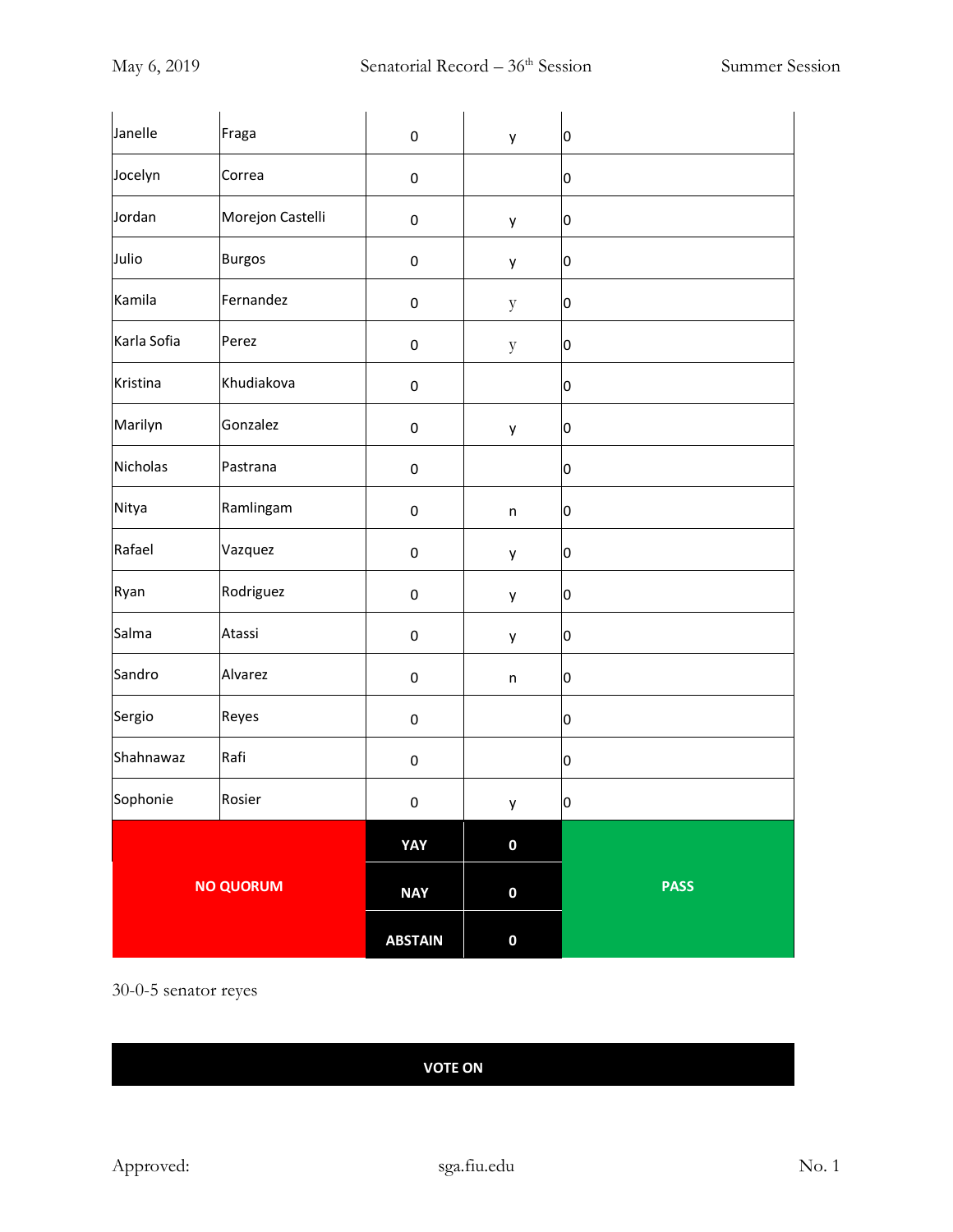| | | | | |
|---|---|---|---|---|
| Janelle | Fraga | 0 | y | 0 |
| Jocelyn | Correa | 0 | | 0 |
| Jordan | Morejon Castelli | 0 | y | 0 |
| Julio | Burgos | 0 | y | 0 |
| Kamila | Fernandez | 0 | y | 0 |
| Karla Sofia | Perez | 0 | y | 0 |
| Kristina | Khudiakova | 0 | | 0 |
| Marilyn | Gonzalez | 0 | y | 0 |
| Nicholas | Pastrana | 0 | | 0 |
| Nitya | Ramlingam | 0 | n | 0 |
| Rafael | Vazquez | 0 | y | 0 |
| Ryan | Rodriguez | 0 | y | 0 |
| Salma | Atassi | 0 | y | 0 |
| Sandro | Alvarez | 0 | n | 0 |
| Sergio | Reyes | 0 | | 0 |
| Shahnawaz | Rafi | 0 | | 0 |
| Sophonie | Rosier | 0 | y | 0 |
| **NO QUORUM** | | **YAY** | **0** | **PASS** |
| | | **NAY** | **0** | |
| | | **ABSTAIN** | **0** | |

30-0-5 senator reyes

**VOTE ON**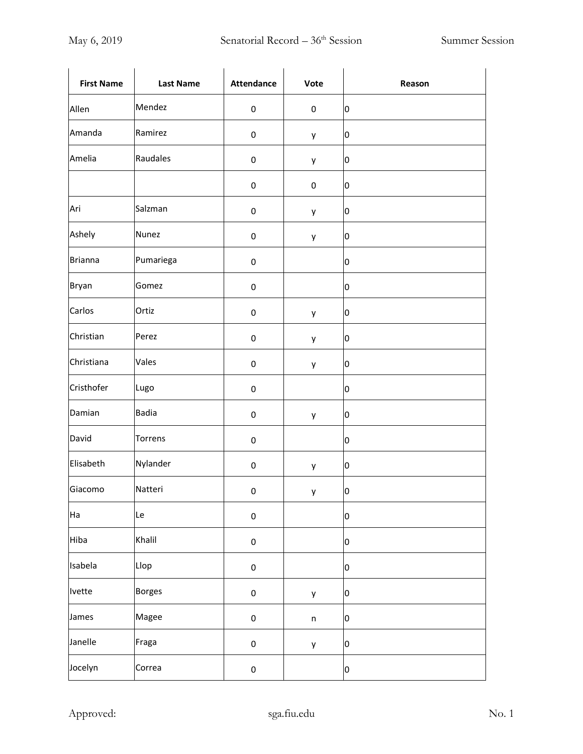| First Name | Last Name | Attendance | Vote | Reason |
| --- | --- | --- | --- | --- |
| Allen | Mendez | 0 | 0 | 0 |
| Amanda | Ramirez | 0 | y | 0 |
| Amelia | Raudales | 0 | y | 0 |
| | | 0 | 0 | 0 |
| Ari | Salzman | 0 | y | 0 |
| Ashely | Nunez | 0 | y | 0 |
| Brianna | Pumariega | 0 | | 0 |
| Bryan | Gomez | 0 | | 0 |
| Carlos | Ortiz | 0 | y | 0 |
| Christian | Perez | 0 | y | 0 |
| Christiana | Vales | 0 | y | 0 |
| Cristhofer | Lugo | 0 | | 0 |
| Damian | Badia | 0 | y | 0 |
| David | Torrens | 0 | | 0 |
| Elisabeth | Nylander | 0 | y | 0 |
| Giacomo | Natteri | 0 | y | 0 |
| Ha | Le | 0 | | 0 |
| Hiba | Khalil | 0 | | 0 |
| Isabela | Llop | 0 | | 0 |
| Ivette | Borges | 0 | y | 0 |
| James | Magee | 0 | n | 0 |
| Janelle | Fraga | 0 | y | 0 |
| Jocelyn | Correa | 0 | | 0 |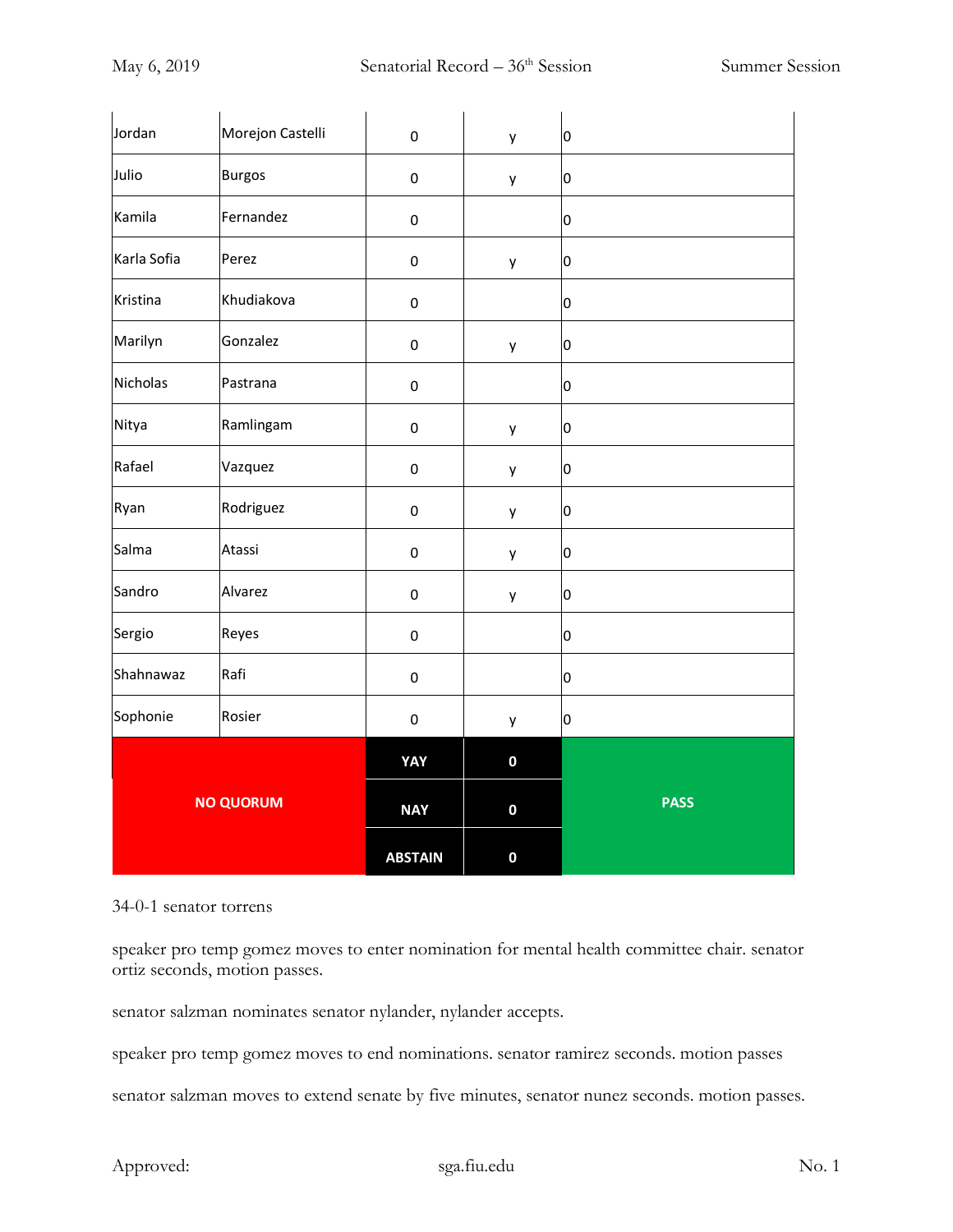| | | | | |
|---|---|---|---|---|
| Jordan | Morejon Castelli | 0 | y | 0 |
| Julio | Burgos | 0 | y | 0 |
| Kamila | Fernandez | 0 | | 0 |
| Karla Sofia | Perez | 0 | y | 0 |
| Kristina | Khudiakova | 0 | | 0 |
| Marilyn | Gonzalez | 0 | y | 0 |
| Nicholas | Pastrana | 0 | | 0 |
| Nitya | Ramlingam | 0 | y | 0 |
| Rafael | Vazquez | 0 | y | 0 |
| Ryan | Rodriguez | 0 | y | 0 |
| Salma | Atassi | 0 | y | 0 |
| Sandro | Alvarez | 0 | y | 0 |
| Sergio | Reyes | 0 | | 0 |
| Shahnawaz | Rafi | 0 | | 0 |
| Sophonie | Rosier | 0 | y | 0 |
| **NO QUORUM** | | **YAY** | **0** | **PASS** |
| | | **NAY** | **0** | |
| | | **ABSTAIN** | **0** | |

34-0-1 senator torrens

speaker pro temp gomez moves to enter nomination for mental health committee chair. senator ortiz seconds, motion passes.

senator salzman nominates senator nylander, nylander accepts.

speaker pro temp gomez moves to end nominations. senator ramirez seconds. motion passes

senator salzman moves to extend senate by five minutes, senator nunez seconds. motion passes.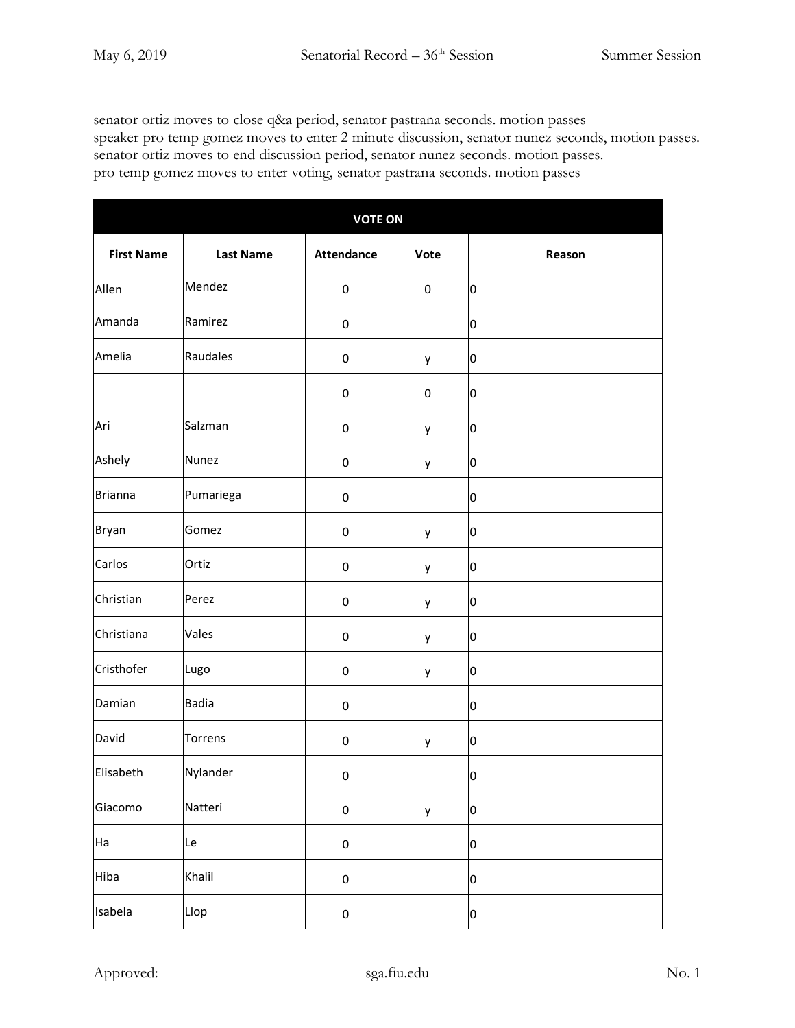senator ortiz moves to close q&a period, senator pastrana seconds. motion passes
speaker pro temp gomez moves to enter 2 minute discussion, senator nunez seconds, motion passes.
senator ortiz moves to end discussion period, senator nunez seconds. motion passes.
pro temp gomez moves to enter voting, senator pastrana seconds. motion passes

| VOTE ON | | | | |
|---|---|---|---|---|
| **First Name** | **Last Name** | **Attendance** | **Vote** | **Reason** |
| Allen | Mendez | 0 | 0 | 0 |
| Amanda | Ramirez | 0 | | 0 |
| Amelia | Raudales | 0 | y | 0 |
| | | 0 | 0 | 0 |
| Ari | Salzman | 0 | y | 0 |
| Ashely | Nunez | 0 | y | 0 |
| Brianna | Pumariega | 0 | | 0 |
| Bryan | Gomez | 0 | y | 0 |
| Carlos | Ortiz | 0 | y | 0 |
| Christian | Perez | 0 | y | 0 |
| Christiana | Vales | 0 | y | 0 |
| Cristhofer | Lugo | 0 | y | 0 |
| Damian | Badia | 0 | | 0 |
| David | Torrens | 0 | y | 0 |
| Elisabeth | Nylander | 0 | | 0 |
| Giacomo | Natteri | 0 | y | 0 |
| Ha | Le | 0 | | 0 |
| Hiba | Khalil | 0 | | 0 |
| Isabela | Llop | 0 | | 0 |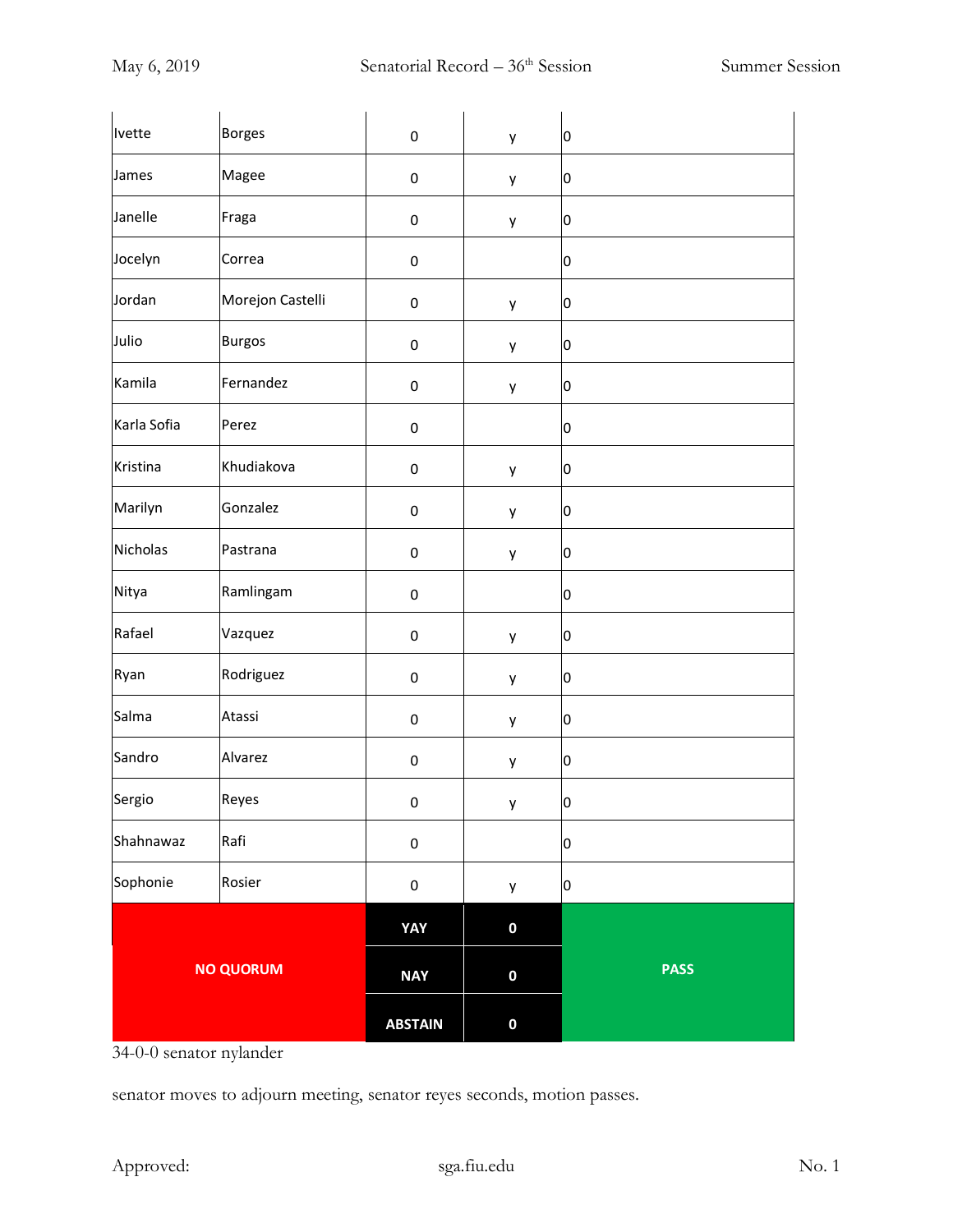| | | | | |
|---|---|---|---|---|
| Ivette | Borges | 0 | y | 0 |
| James | Magee | 0 | y | 0 |
| Janelle | Fraga | 0 | y | 0 |
| Jocelyn | Correa | 0 | | 0 |
| Jordan | Morejon Castelli | 0 | y | 0 |
| Julio | Burgos | 0 | y | 0 |
| Kamila | Fernandez | 0 | y | 0 |
| Karla Sofia | Perez | 0 | | 0 |
| Kristina | Khudiakova | 0 | y | 0 |
| Marilyn | Gonzalez | 0 | y | 0 |
| Nicholas | Pastrana | 0 | y | 0 |
| Nitya | Ramlingam | 0 | | 0 |
| Rafael | Vazquez | 0 | y | 0 |
| Ryan | Rodriguez | 0 | y | 0 |
| Salma | Atassi | 0 | y | 0 |
| Sandro | Alvarez | 0 | y | 0 |
| Sergio | Reyes | 0 | y | 0 |
| Shahnawaz | Rafi | 0 | | 0 |
| Sophonie | Rosier | 0 | y | 0 |
| **NO QUORUM** | | **YAY** | **0** | **PASS** |
| | | **NAY** | **0** | |
| | | **ABSTAIN** | **0** | |

34-0-0 senator nylander

senator moves to adjourn meeting, senator reyes seconds, motion passes.

Approved: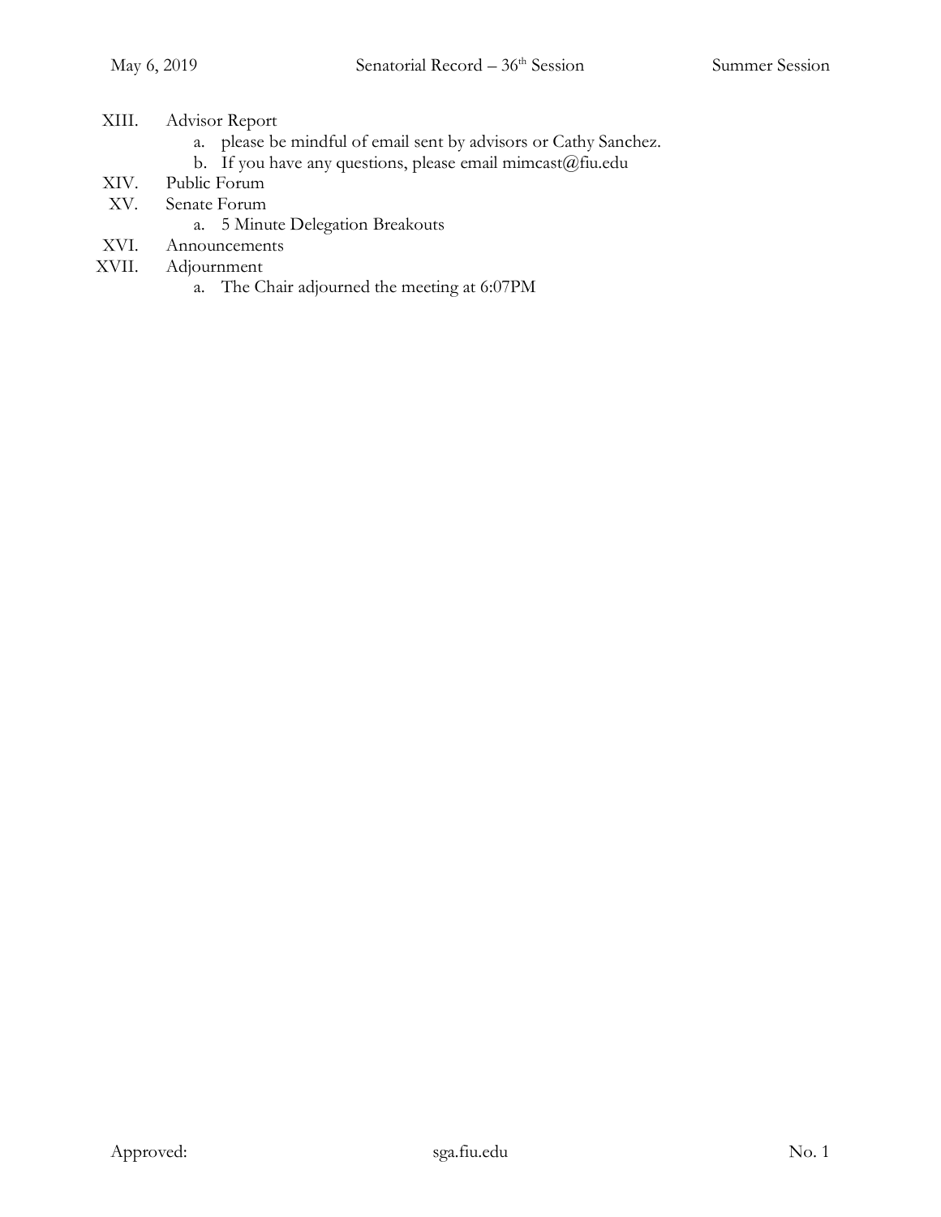XIII. Advisor Report
   a. please be mindful of email sent by advisors or Cathy Sanchez.
   b. If you have any questions, please email mimcast@fiu.edu

XIV. Public Forum

XV. Senate Forum
   a. 5 Minute Delegation Breakouts

XVI. Announcements

XVII. Adjournment
   a. The Chair adjourned the meeting at 6:07PM